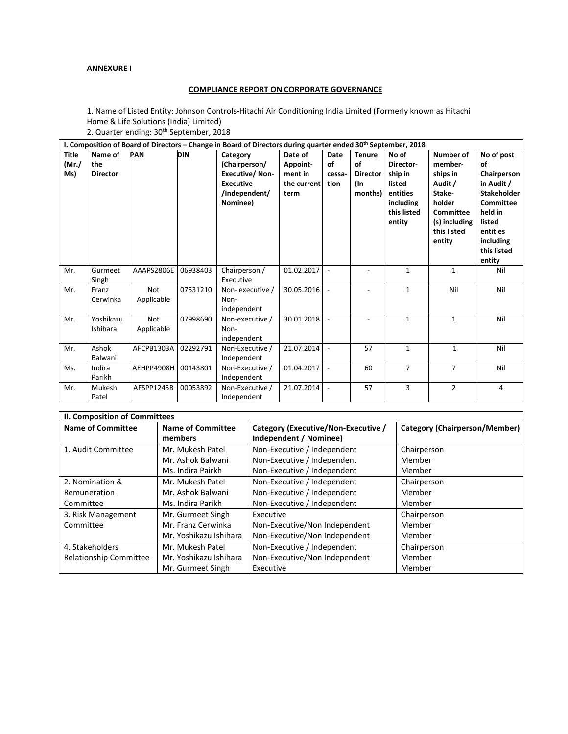**ANNEXURE I**

**COMPLIANCE REPORT ON CORPORATE GOVERNANCE**

1. Name of Listed Entity: Johnson Controls-Hitachi Air Conditioning India Limited (Formerly known as Hitachi Home & Life Solutions (India) Limited)
2. Quarter ending: 30th September, 2018

| I. Composition of Board of Directors – Change in Board of Directors during quarter ended 30th September, 2018 | | | | | | | | | | |
|---|---|---|---|---|---|---|---|---|---|---|
| **Title (Mr./ Ms)** | **Name of the Director** | **PAN** | **DIN** | **Category (Chairperson/ Executive/ Non-Executive /Independent/ Nominee)** | **Date of Appoint-ment in the current term** | **Date of cessa-tion** | **Tenure of Director (In months)** | **No of Director-ship in listed entities including this listed entity** | **Number of member-ships in Audit / Stake-holder Committee (s) including this listed entity** | **No of post of Chairperson in Audit / Stakeholder Committee held in listed entities including this listed entity** |
| Mr. | Gurmeet Singh | AAAPS2806E | 06938403 | Chairperson / Executive | 01.02.2017 | - | - | 1 | 1 | Nil |
| Mr. | Franz Cerwinka | Not Applicable | 07531210 | Non- executive / Non-independent | 30.05.2016 | - | - | 1 | Nil | Nil |
| Mr. | Yoshikazu Ishihara | Not Applicable | 07998690 | Non-executive / Non-independent | 30.01.2018 | - | - | 1 | 1 | Nil |
| Mr. | Ashok Balwani | AFCPB1303A | 02292791 | Non-Executive / Independent | 21.07.2014 | - | 57 | 1 | 1 | Nil |
| Ms. | Indira Parikh | AEHPP4908H | 00143801 | Non-Executive / Independent | 01.04.2017 | - | 60 | 7 | 7 | Nil |
| Mr. | Mukesh Patel | AFSPP1245B | 00053892 | Non-Executive / Independent | 21.07.2014 | - | 57 | 3 | 2 | 4 |

| II. Composition of Committees | | | |
|---|---|---|---|
| **Name of Committee** | **Name of Committee members** | **Category (Executive/Non-Executive / Independent / Nominee)** | **Category (Chairperson/Member)** |
| 1. Audit Committee | Mr. Mukesh Patel | Non-Executive / Independent | Chairperson |
| | Mr. Ashok Balwani | Non-Executive / Independent | Member |
| | Ms. Indira Pairkh | Non-Executive / Independent | Member |
| 2. Nomination & Remuneration Committee | Mr. Mukesh Patel | Non-Executive / Independent | Chairperson |
| | Mr. Ashok Balwani | Non-Executive / Independent | Member |
| | Ms. Indira Parikh | Non-Executive / Independent | Member |
| 3. Risk Management Committee | Mr. Gurmeet Singh | Executive | Chairperson |
| | Mr. Franz Cerwinka | Non-Executive/Non Independent | Member |
| | Mr. Yoshikazu Ishihara | Non-Executive/Non Independent | Member |
| 4. Stakeholders Relationship Committee | Mr. Mukesh Patel | Non-Executive / Independent | Chairperson |
| | Mr. Yoshikazu Ishihara | Non-Executive/Non Independent | Member |
| | Mr. Gurmeet Singh | Executive | Member |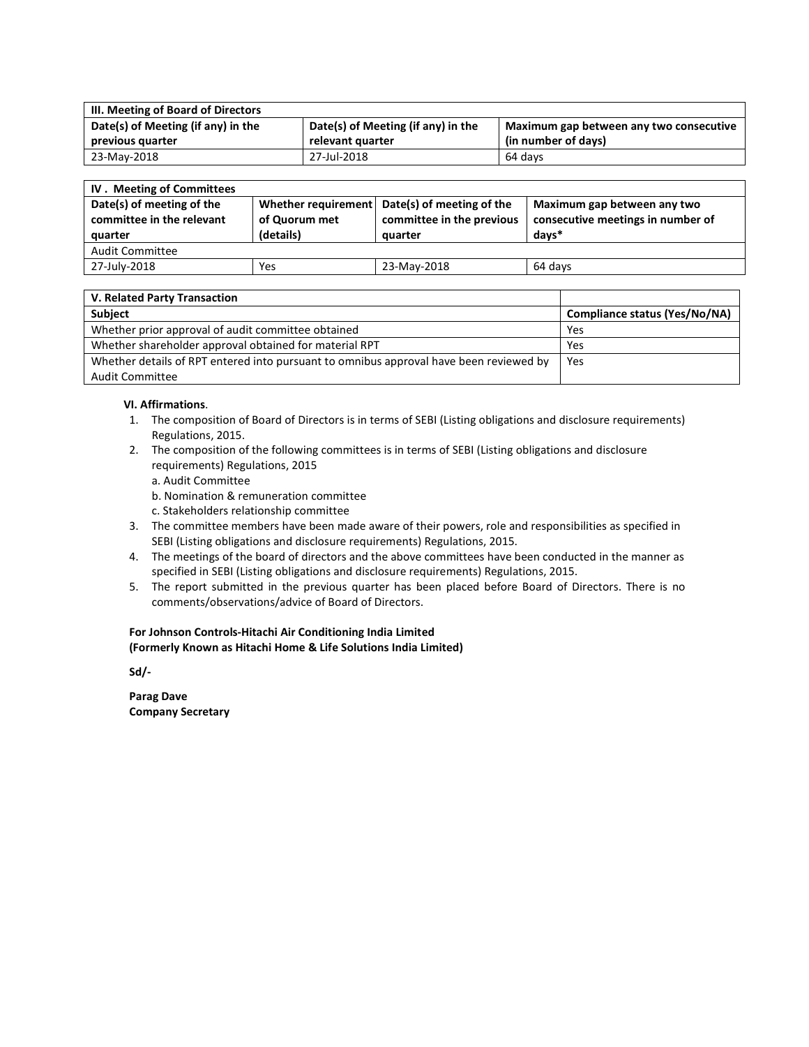| III. Meeting of Board of Directors | | |
|---|---|---|
| **Date(s) of Meeting (if any) in the previous quarter** | **Date(s) of Meeting (if any) in the relevant quarter** | **Maximum gap between any two consecutive (in number of days)** |
| 23-May-2018 | 27-Jul-2018 | 64 days |

| IV . Meeting of Committees | | | |
|---|---|---|---|
| **Date(s) of meeting of the committee in the relevant quarter** | **Whether requirement of Quorum met (details)** | **Date(s) of meeting of the committee in the previous quarter** | **Maximum gap between any two consecutive meetings in number of days*** |
| Audit Committee | | | |
| 27-July-2018 | Yes | 23-May-2018 | 64 days |

| V. Related Party Transaction | |
|---|---|
| **Subject** | **Compliance status (Yes/No/NA)** |
| Whether prior approval of audit committee obtained | Yes |
| Whether shareholder approval obtained for material RPT | Yes |
| Whether details of RPT entered into pursuant to omnibus approval have been reviewed by Audit Committee | Yes |

**VI. Affirmations**.

1. The composition of Board of Directors is in terms of SEBI (Listing obligations and disclosure requirements) Regulations, 2015.
2. The composition of the following committees is in terms of SEBI (Listing obligations and disclosure requirements) Regulations, 2015
   a. Audit Committee
   b. Nomination & remuneration committee
   c. Stakeholders relationship committee
3. The committee members have been made aware of their powers, role and responsibilities as specified in SEBI (Listing obligations and disclosure requirements) Regulations, 2015.
4. The meetings of the board of directors and the above committees have been conducted in the manner as specified in SEBI (Listing obligations and disclosure requirements) Regulations, 2015.
5. The report submitted in the previous quarter has been placed before Board of Directors. There is no comments/observations/advice of Board of Directors.

**For Johnson Controls-Hitachi Air Conditioning India Limited**
**(Formerly Known as Hitachi Home & Life Solutions India Limited)**

**Sd/-**

**Parag Dave**
**Company Secretary**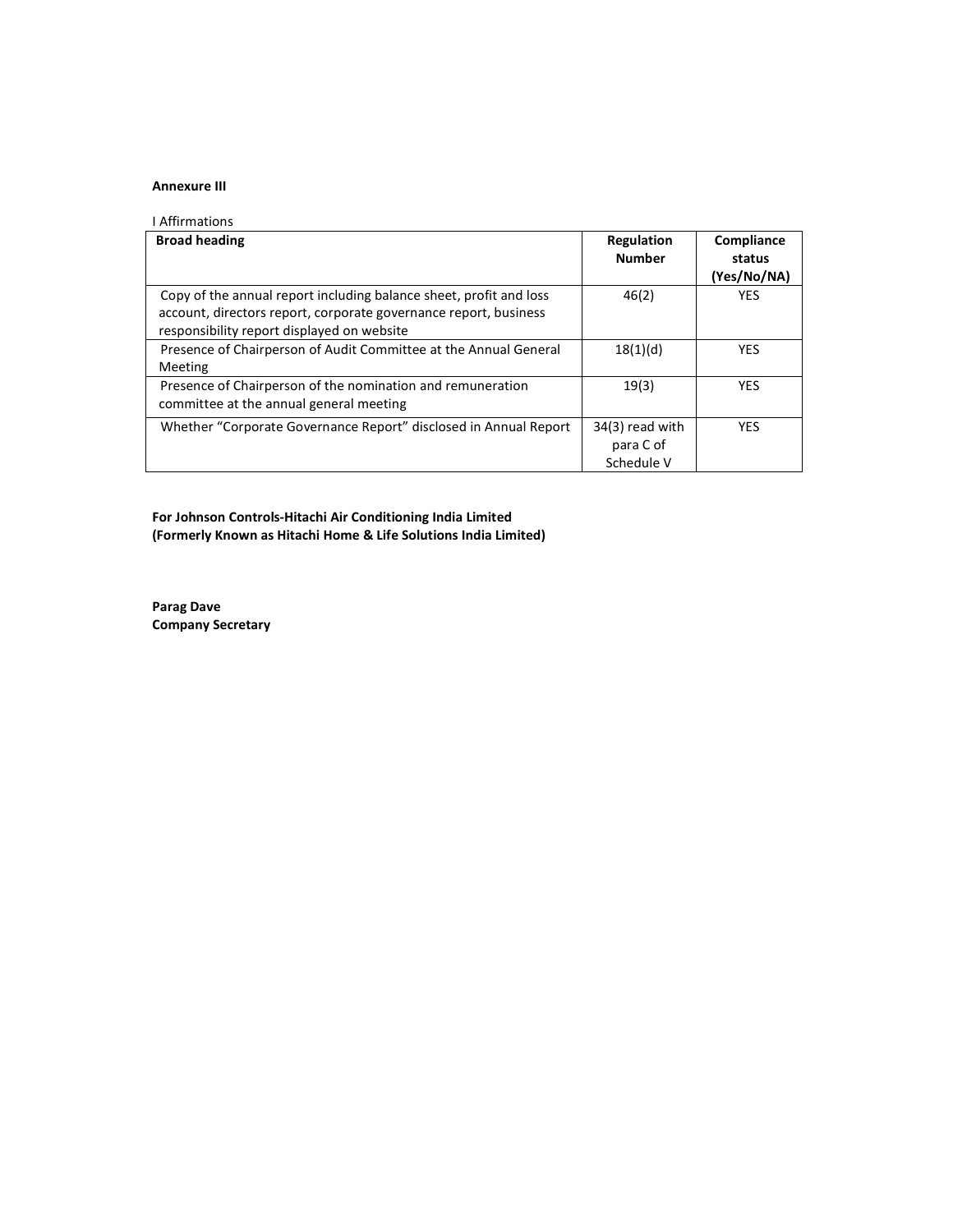**Annexure III**

I Affirmations

| **Broad heading** | **Regulation Number** | **Compliance status (Yes/No/NA)** |
|---|---|---|
| Copy of the annual report including balance sheet, profit and loss account, directors report, corporate governance report, business responsibility report displayed on website | 46(2) | YES |
| Presence of Chairperson of Audit Committee at the Annual General Meeting | 18(1)(d) | YES |
| Presence of Chairperson of the nomination and remuneration committee at the annual general meeting | 19(3) | YES |
| Whether "Corporate Governance Report" disclosed in Annual Report | 34(3) read with para C of Schedule V | YES |

**For Johnson Controls-Hitachi Air Conditioning India Limited**
**(Formerly Known as Hitachi Home & Life Solutions India Limited)**

**Parag Dave**
**Company Secretary**